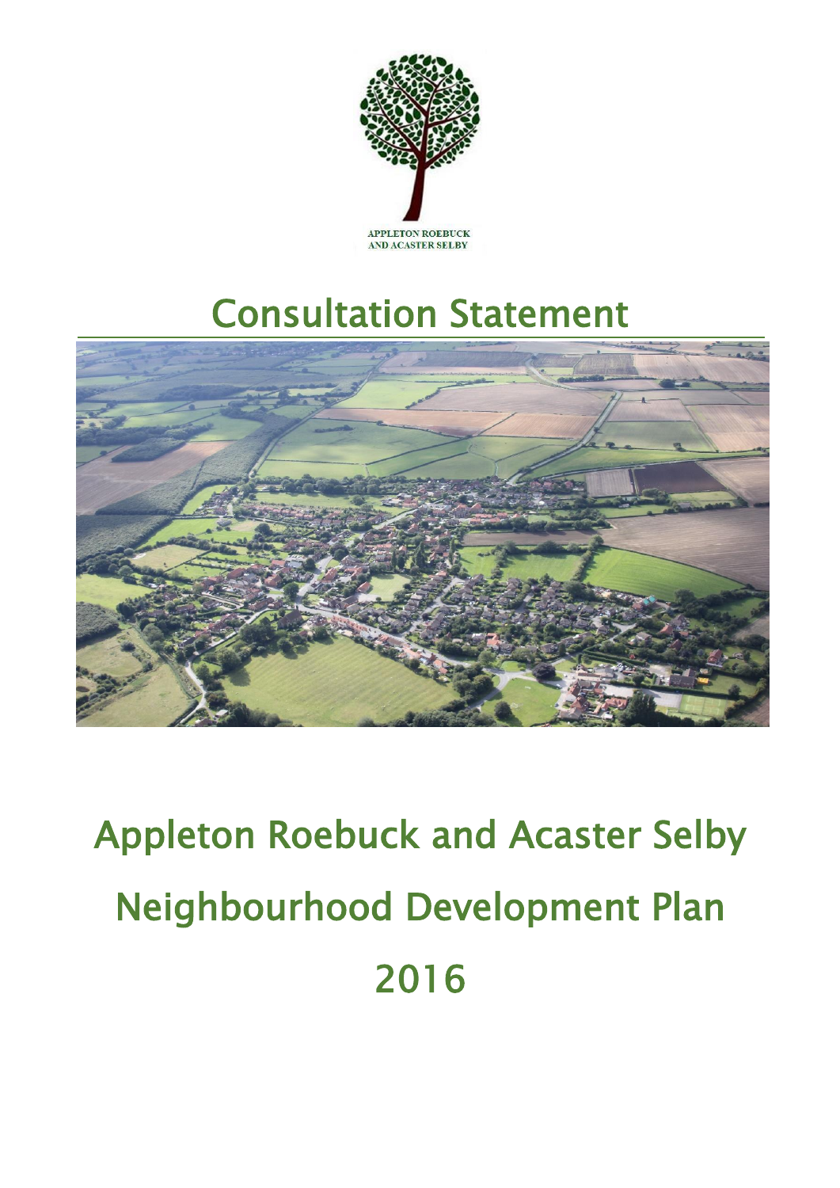APPLETON ROEBUCK AND ACASTER SELBY

# Consultation Statement

# Appleton Roebuck and Acaster Selby Neighbourhood Development Plan 2016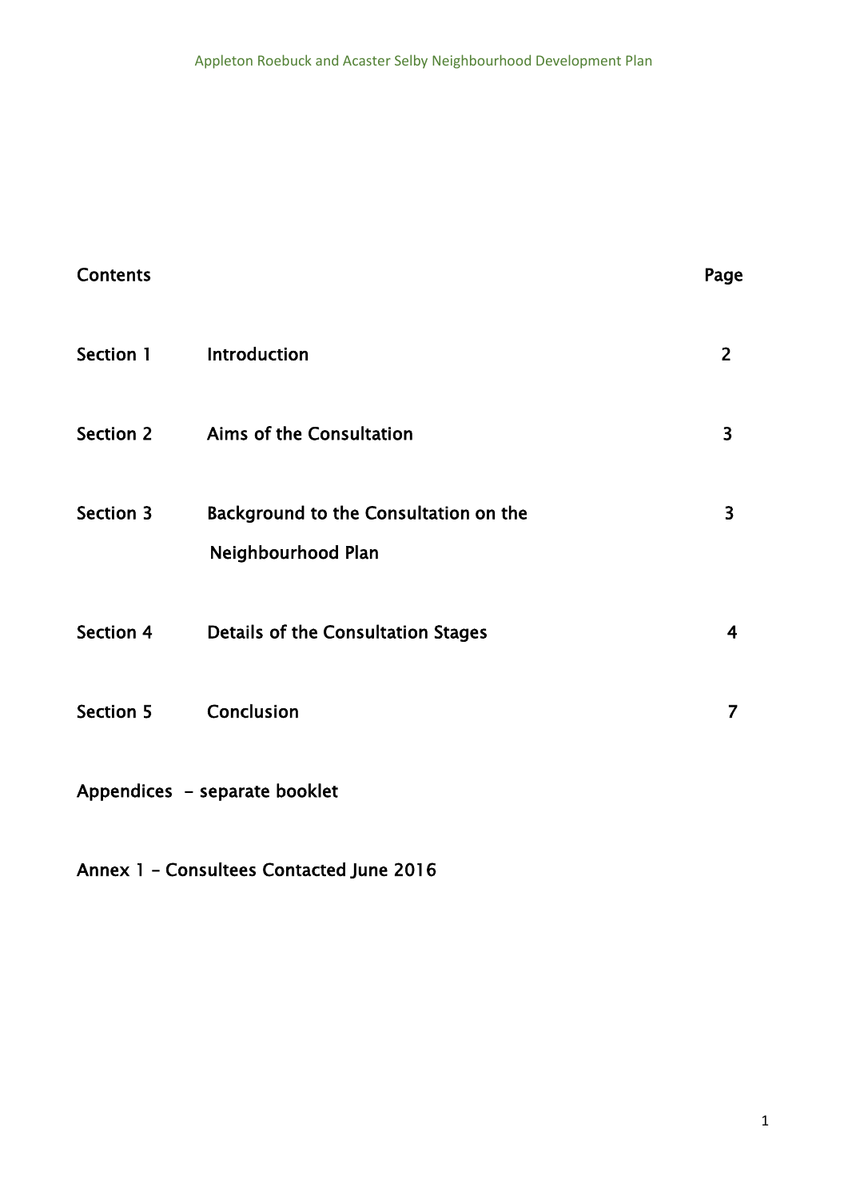| Contents | | Page |
|---|---|---|
| **Section 1** | **Introduction** | **2** |
| **Section 2** | **Aims of the Consultation** | **3** |
| **Section 3** | **Background to the Consultation on the Neighbourhood Plan** | **3** |
| **Section 4** | **Details of the Consultation Stages** | **4** |
| **Section 5** | **Conclusion** | **7** |

**Appendices – separate booklet**

**Annex 1 – Consultees Contacted June 2016**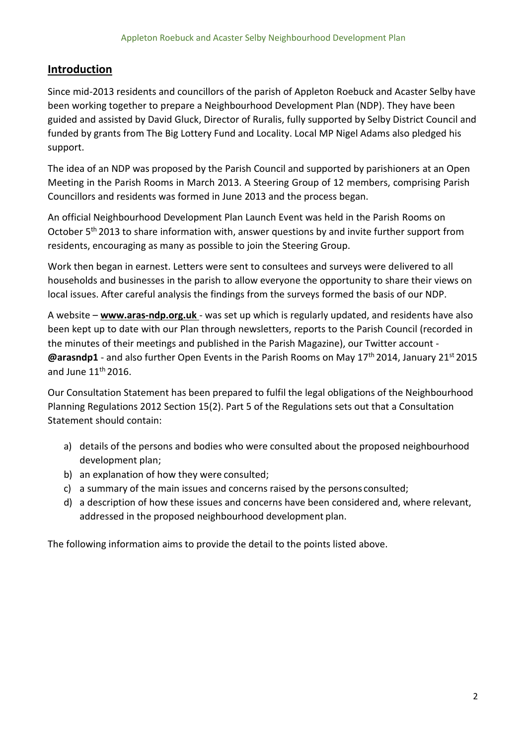## Introduction

Since mid-2013 residents and councillors of the parish of Appleton Roebuck and Acaster Selby have been working together to prepare a Neighbourhood Development Plan (NDP). They have been guided and assisted by David Gluck, Director of Ruralis, fully supported by Selby District Council and funded by grants from The Big Lottery Fund and Locality. Local MP Nigel Adams also pledged his support.

The idea of an NDP was proposed by the Parish Council and supported by parishioners at an Open Meeting in the Parish Rooms in March 2013. A Steering Group of 12 members, comprising Parish Councillors and residents was formed in June 2013 and the process began.

An official Neighbourhood Development Plan Launch Event was held in the Parish Rooms on October 5th 2013 to share information with, answer questions by and invite further support from residents, encouraging as many as possible to join the Steering Group.

Work then began in earnest. Letters were sent to consultees and surveys were delivered to all households and businesses in the parish to allow everyone the opportunity to share their views on local issues. After careful analysis the findings from the surveys formed the basis of our NDP.

A website – **www.aras-ndp.org.uk** - was set up which is regularly updated, and residents have also been kept up to date with our Plan through newsletters, reports to the Parish Council (recorded in the minutes of their meetings and published in the Parish Magazine), our Twitter account - **@arasndp1** - and also further Open Events in the Parish Rooms on May 17th 2014, January 21st 2015 and June 11th 2016.

Our Consultation Statement has been prepared to fulfil the legal obligations of the Neighbourhood Planning Regulations 2012 Section 15(2). Part 5 of the Regulations sets out that a Consultation Statement should contain:

a) details of the persons and bodies who were consulted about the proposed neighbourhood development plan;
b) an explanation of how they were consulted;
c) a summary of the main issues and concerns raised by the persons consulted;
d) a description of how these issues and concerns have been considered and, where relevant, addressed in the proposed neighbourhood development plan.

The following information aims to provide the detail to the points listed above.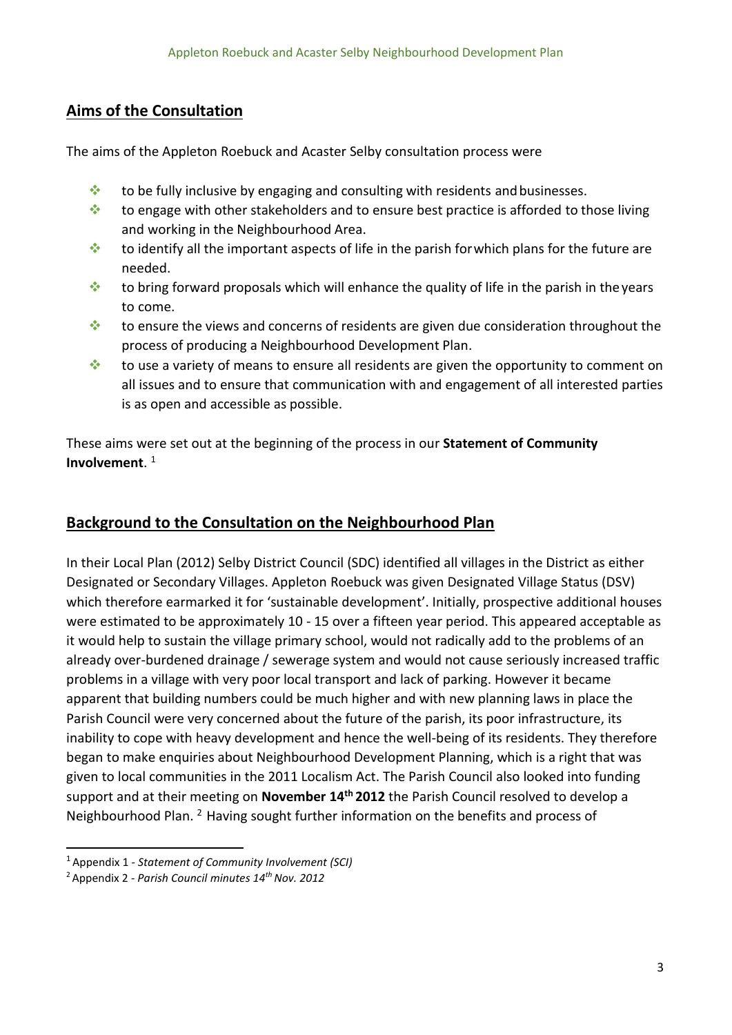## Aims of the Consultation

The aims of the Appleton Roebuck and Acaster Selby consultation process were

- to be fully inclusive by engaging and consulting with residents and businesses.
- to engage with other stakeholders and to ensure best practice is afforded to those living and working in the Neighbourhood Area.
- to identify all the important aspects of life in the parish for which plans for the future are needed.
- to bring forward proposals which will enhance the quality of life in the parish in the years to come.
- to ensure the views and concerns of residents are given due consideration throughout the process of producing a Neighbourhood Development Plan.
- to use a variety of means to ensure all residents are given the opportunity to comment on all issues and to ensure that communication with and engagement of all interested parties is as open and accessible as possible.

These aims were set out at the beginning of the process in our **Statement of Community Involvement**. [1]

## Background to the Consultation on the Neighbourhood Plan

In their Local Plan (2012) Selby District Council (SDC) identified all villages in the District as either Designated or Secondary Villages. Appleton Roebuck was given Designated Village Status (DSV) which therefore earmarked it for 'sustainable development'. Initially, prospective additional houses were estimated to be approximately 10 - 15 over a fifteen year period. This appeared acceptable as it would help to sustain the village primary school, would not radically add to the problems of an already over-burdened drainage / sewerage system and would not cause seriously increased traffic problems in a village with very poor local transport and lack of parking. However it became apparent that building numbers could be much higher and with new planning laws in place the Parish Council were very concerned about the future of the parish, its poor infrastructure, its inability to cope with heavy development and hence the well-being of its residents. They therefore began to make enquiries about Neighbourhood Development Planning, which is a right that was given to local communities in the 2011 Localism Act. The Parish Council also looked into funding support and at their meeting on **November 14th 2012** the Parish Council resolved to develop a Neighbourhood Plan. [2] Having sought further information on the benefits and process of

[1] Appendix 1 - *Statement of Community Involvement (SCI)*

[2] Appendix 2 - *Parish Council minutes 14th Nov. 2012*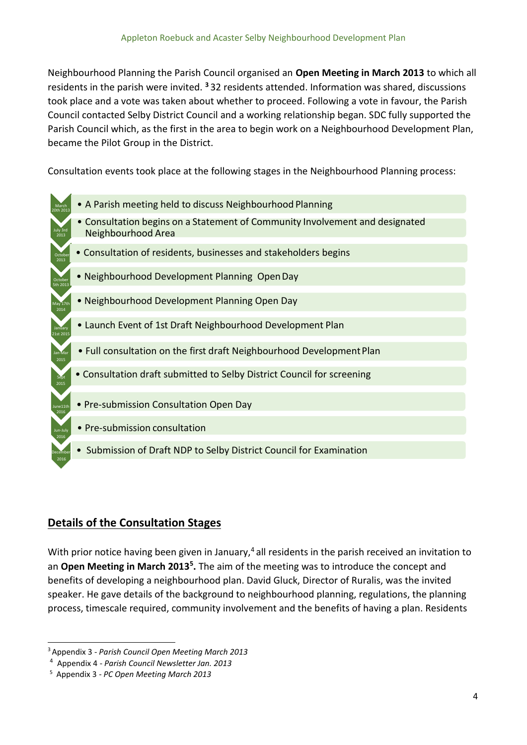Neighbourhood Planning the Parish Council organised an **Open Meeting in March 2013** to which all residents in the parish were invited. [3] 32 residents attended. Information was shared, discussions took place and a vote was taken about whether to proceed. Following a vote in favour, the Parish Council contacted Selby District Council and a working relationship began. SDC fully supported the Parish Council which, as the first in the area to begin work on a Neighbourhood Development Plan, became the Pilot Group in the District.

Consultation events took place at the following stages in the Neighbourhood Planning process:

| Date | Stage |
| --- | --- |
| March 20th 2013 | A Parish meeting held to discuss Neighbourhood Planning |
| July 3rd 2013 | Consultation begins on a Statement of Community Involvement and designated Neighbourhood Area |
| October 2013 | Consultation of residents, businesses and stakeholders begins |
| October 5th 2013 | Neighbourhood Development Planning Open Day |
| May 17th 2014 | Neighbourhood Development Planning Open Day |
| January 21st 2015 | Launch Event of 1st Draft Neighbourhood Development Plan |
| Jan-Mar 2015 | Full consultation on the first draft Neighbourhood Development Plan |
| Sept 2015 | Consultation draft submitted to Selby District Council for screening |
| June 11th 2016 | Pre-submission Consultation Open Day |
| Jun-July 2016 | Pre-submission consultation |
| December 2016 | Submission of Draft NDP to Selby District Council for Examination |

## Details of the Consultation Stages

With prior notice having been given in January,[4] all residents in the parish received an invitation to an **Open Meeting in March 2013[5].** The aim of the meeting was to introduce the concept and benefits of developing a neighbourhood plan. David Gluck, Director of Ruralis, was the invited speaker. He gave details of the background to neighbourhood planning, regulations, the planning process, timescale required, community involvement and the benefits of having a plan. Residents

---

[3] Appendix 3 - *Parish Council Open Meeting March 2013*

[4] Appendix 4 - *Parish Council Newsletter Jan. 2013*

[5] Appendix 3 - *PC Open Meeting March 2013*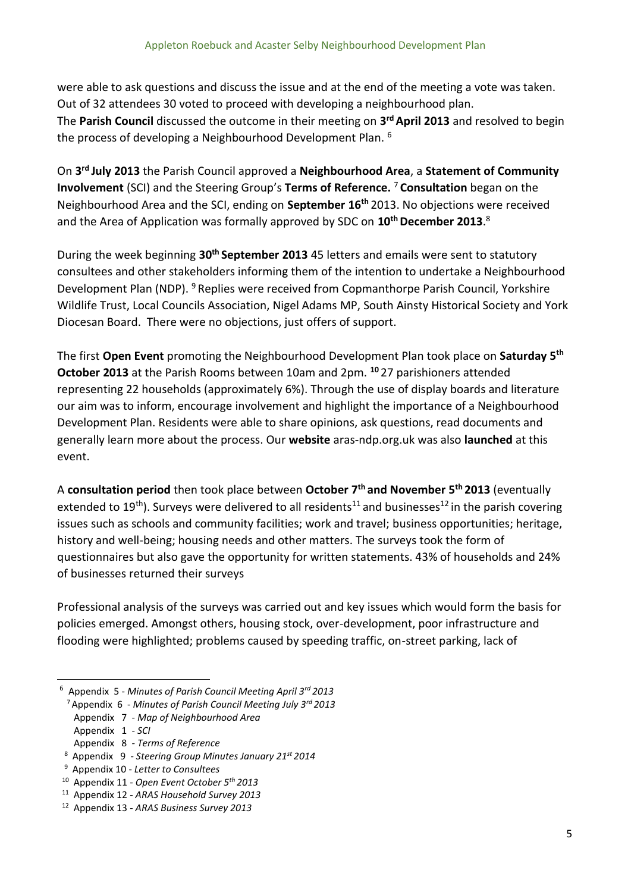were able to ask questions and discuss the issue and at the end of the meeting a vote was taken. Out of 32 attendees 30 voted to proceed with developing a neighbourhood plan. The **Parish Council** discussed the outcome in their meeting on **3rd April 2013** and resolved to begin the process of developing a Neighbourhood Development Plan. [6]

On **3rd July 2013** the Parish Council approved a **Neighbourhood Area**, a **Statement of Community Involvement** (SCI) and the Steering Group's **Terms of Reference.** [7] **Consultation** began on the Neighbourhood Area and the SCI, ending on **September 16th** 2013. No objections were received and the Area of Application was formally approved by SDC on **10th December 2013**.[8]

During the week beginning **30th September 2013** 45 letters and emails were sent to statutory consultees and other stakeholders informing them of the intention to undertake a Neighbourhood Development Plan (NDP). [9] Replies were received from Copmanthorpe Parish Council, Yorkshire Wildlife Trust, Local Councils Association, Nigel Adams MP, South Ainsty Historical Society and York Diocesan Board. There were no objections, just offers of support.

The first **Open Event** promoting the Neighbourhood Development Plan took place on **Saturday 5th October 2013** at the Parish Rooms between 10am and 2pm. **[10]** 27 parishioners attended representing 22 households (approximately 6%). Through the use of display boards and literature our aim was to inform, encourage involvement and highlight the importance of a Neighbourhood Development Plan. Residents were able to share opinions, ask questions, read documents and generally learn more about the process. Our **website** aras-ndp.org.uk was also **launched** at this event.

A **consultation period** then took place between **October 7th and November 5th 2013** (eventually extended to 19th). Surveys were delivered to all residents[11] and businesses[12] in the parish covering issues such as schools and community facilities; work and travel; business opportunities; heritage, history and well-being; housing needs and other matters. The surveys took the form of questionnaires but also gave the opportunity for written statements. 43% of households and 24% of businesses returned their surveys

Professional analysis of the surveys was carried out and key issues which would form the basis for policies emerged. Amongst others, housing stock, over-development, poor infrastructure and flooding were highlighted; problems caused by speeding traffic, on-street parking, lack of

---

[6] Appendix 5 - *Minutes of Parish Council Meeting April 3rd 2013*

[7] Appendix 6 - *Minutes of Parish Council Meeting July 3rd 2013*
Appendix 7 - *Map of Neighbourhood Area*
Appendix 1 - *SCI*
Appendix 8 - *Terms of Reference*

[8] Appendix 9 - *Steering Group Minutes January 21st 2014*

[9] Appendix 10 - *Letter to Consultees*

[10] Appendix 11 - *Open Event October 5th 2013*

[11] Appendix 12 - *ARAS Household Survey 2013*

[12] Appendix 13 - *ARAS Business Survey 2013*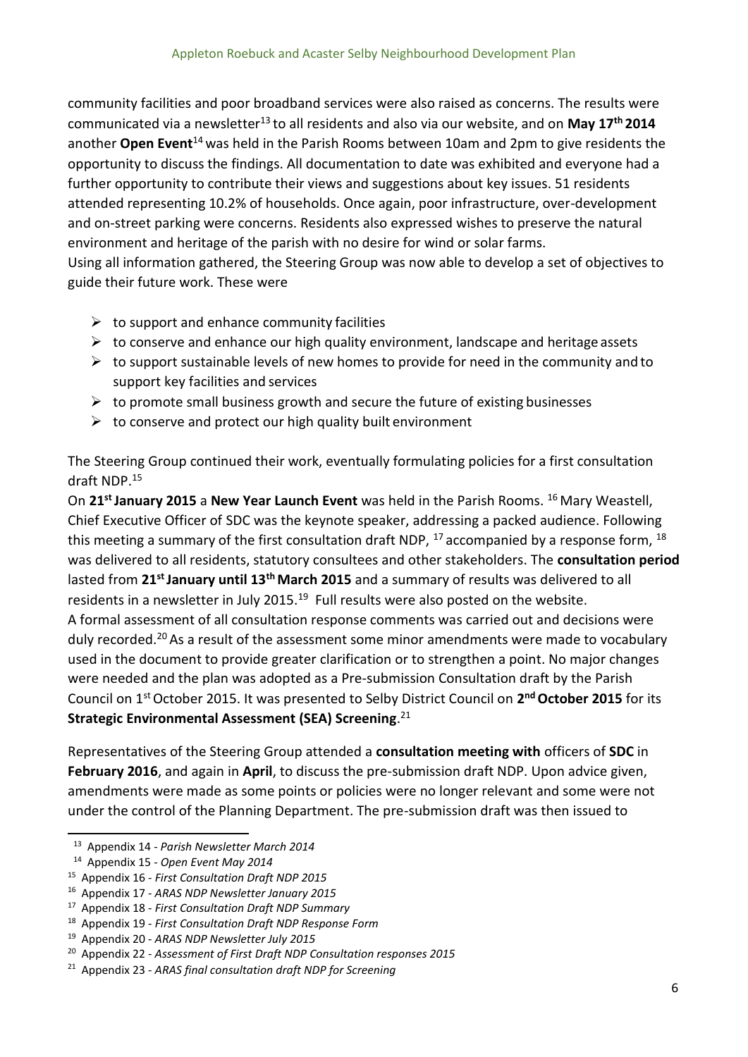community facilities and poor broadband services were also raised as concerns. The results were communicated via a newsletter[13] to all residents and also via our website, and on **May 17th 2014** another **Open Event**[14] was held in the Parish Rooms between 10am and 2pm to give residents the opportunity to discuss the findings. All documentation to date was exhibited and everyone had a further opportunity to contribute their views and suggestions about key issues. 51 residents attended representing 10.2% of households. Once again, poor infrastructure, over-development and on-street parking were concerns. Residents also expressed wishes to preserve the natural environment and heritage of the parish with no desire for wind or solar farms.
Using all information gathered, the Steering Group was now able to develop a set of objectives to guide their future work. These were

- to support and enhance community facilities
- to conserve and enhance our high quality environment, landscape and heritage assets
- to support sustainable levels of new homes to provide for need in the community and to support key facilities and services
- to promote small business growth and secure the future of existing businesses
- to conserve and protect our high quality built environment

The Steering Group continued their work, eventually formulating policies for a first consultation draft NDP.[15]

On **21st January 2015** a **New Year Launch Event** was held in the Parish Rooms. [16] Mary Weastell, Chief Executive Officer of SDC was the keynote speaker, addressing a packed audience. Following this meeting a summary of the first consultation draft NDP, [17] accompanied by a response form, [18] was delivered to all residents, statutory consultees and other stakeholders. The **consultation period** lasted from **21st January until 13th March 2015** and a summary of results was delivered to all residents in a newsletter in July 2015.[19] Full results were also posted on the website.
A formal assessment of all consultation response comments was carried out and decisions were duly recorded.[20] As a result of the assessment some minor amendments were made to vocabulary used in the document to provide greater clarification or to strengthen a point. No major changes were needed and the plan was adopted as a Pre-submission Consultation draft by the Parish Council on 1st October 2015. It was presented to Selby District Council on **2nd October 2015** for its **Strategic Environmental Assessment (SEA) Screening**.[21]

Representatives of the Steering Group attended a **consultation meeting with** officers of **SDC** in **February 2016**, and again in **April**, to discuss the pre-submission draft NDP. Upon advice given, amendments were made as some points or policies were no longer relevant and some were not under the control of the Planning Department. The pre-submission draft was then issued to

---

[13] Appendix 14 - *Parish Newsletter March 2014*
[14] Appendix 15 - *Open Event May 2014*
[15] Appendix 16 - *First Consultation Draft NDP 2015*
[16] Appendix 17 - *ARAS NDP Newsletter January 2015*
[17] Appendix 18 - *First Consultation Draft NDP Summary*
[18] Appendix 19 - *First Consultation Draft NDP Response Form*
[19] Appendix 20 - *ARAS NDP Newsletter July 2015*
[20] Appendix 22 - *Assessment of First Draft NDP Consultation responses 2015*
[21] Appendix 23 - *ARAS final consultation draft NDP for Screening*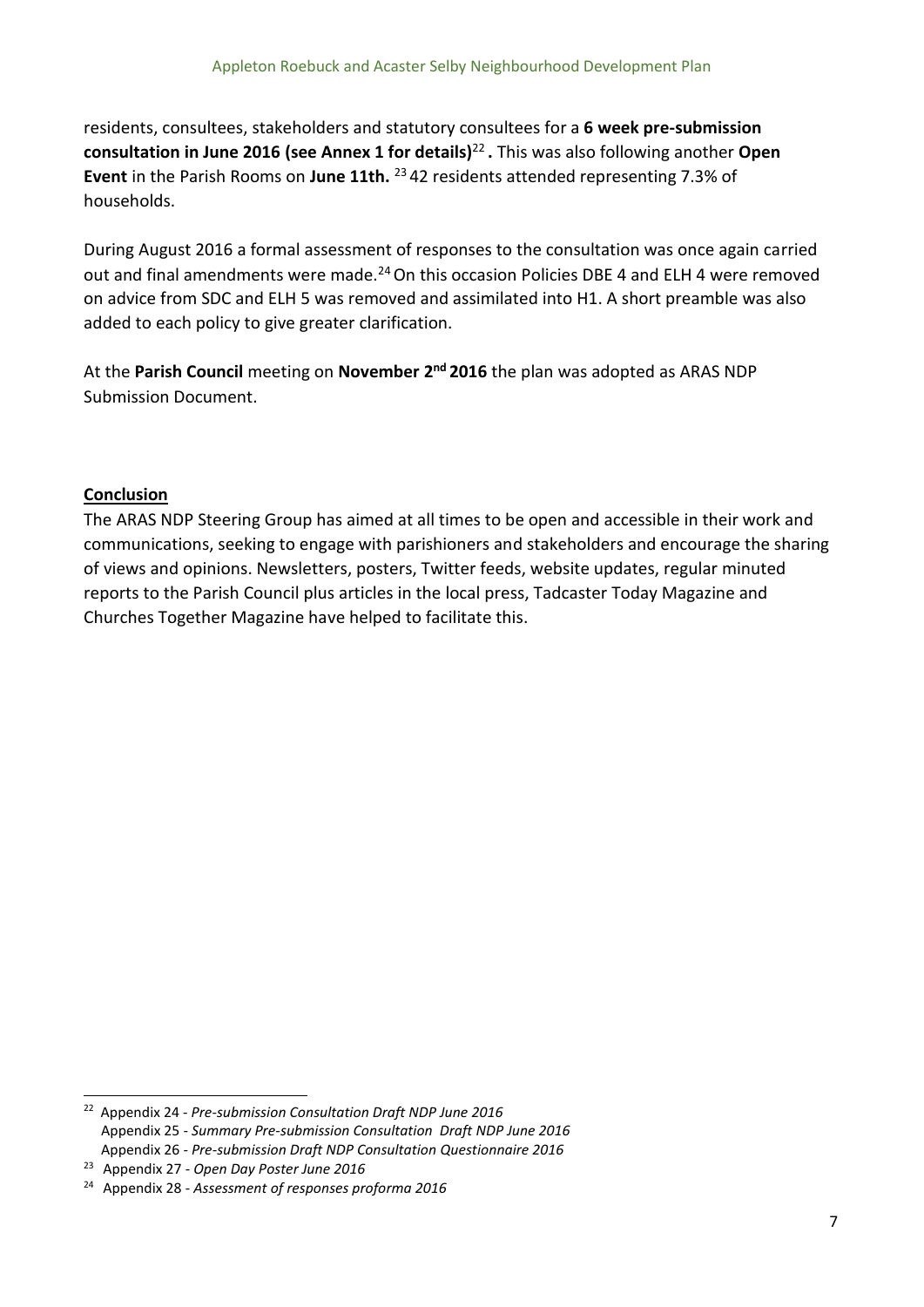residents, consultees, stakeholders and statutory consultees for a **6 week pre-submission consultation in June 2016 (see Annex 1 for details)**[22] **.** This was also following another **Open Event** in the Parish Rooms on **June 11th.** [23] 42 residents attended representing 7.3% of households.

During August 2016 a formal assessment of responses to the consultation was once again carried out and final amendments were made.[24] On this occasion Policies DBE 4 and ELH 4 were removed on advice from SDC and ELH 5 was removed and assimilated into H1. A short preamble was also added to each policy to give greater clarification.

At the **Parish Council** meeting on **November 2nd 2016** the plan was adopted as ARAS NDP Submission Document.

**Conclusion**

The ARAS NDP Steering Group has aimed at all times to be open and accessible in their work and communications, seeking to engage with parishioners and stakeholders and encourage the sharing of views and opinions. Newsletters, posters, Twitter feeds, website updates, regular minuted reports to the Parish Council plus articles in the local press, Tadcaster Today Magazine and Churches Together Magazine have helped to facilitate this.

---

[22] Appendix 24 - *Pre-submission Consultation Draft NDP June 2016*
Appendix 25 - *Summary Pre-submission Consultation Draft NDP June 2016*
Appendix 26 - *Pre-submission Draft NDP Consultation Questionnaire 2016*

[23] Appendix 27 - *Open Day Poster June 2016*

[24] Appendix 28 - *Assessment of responses proforma 2016*